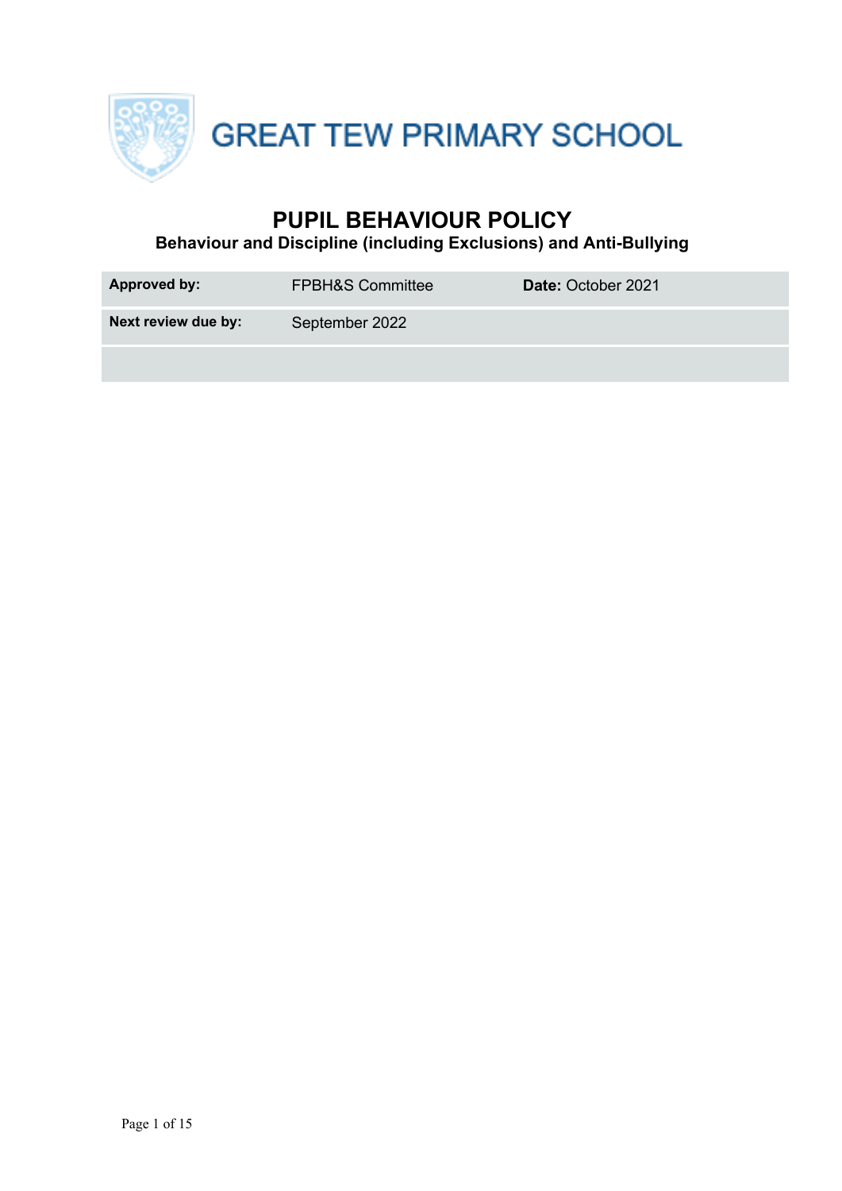# GREAT TEW PRIMARY SCHOOL

## PUPIL BEHAVIOUR POLICY

### Behaviour and Discipline (including Exclusions) and Anti-Bullying

| **Approved by:** | FPBH&S Committee | **Date:** October 2021 |
|---|---|---|
| **Next review due by:** | September 2022 | |
| | | |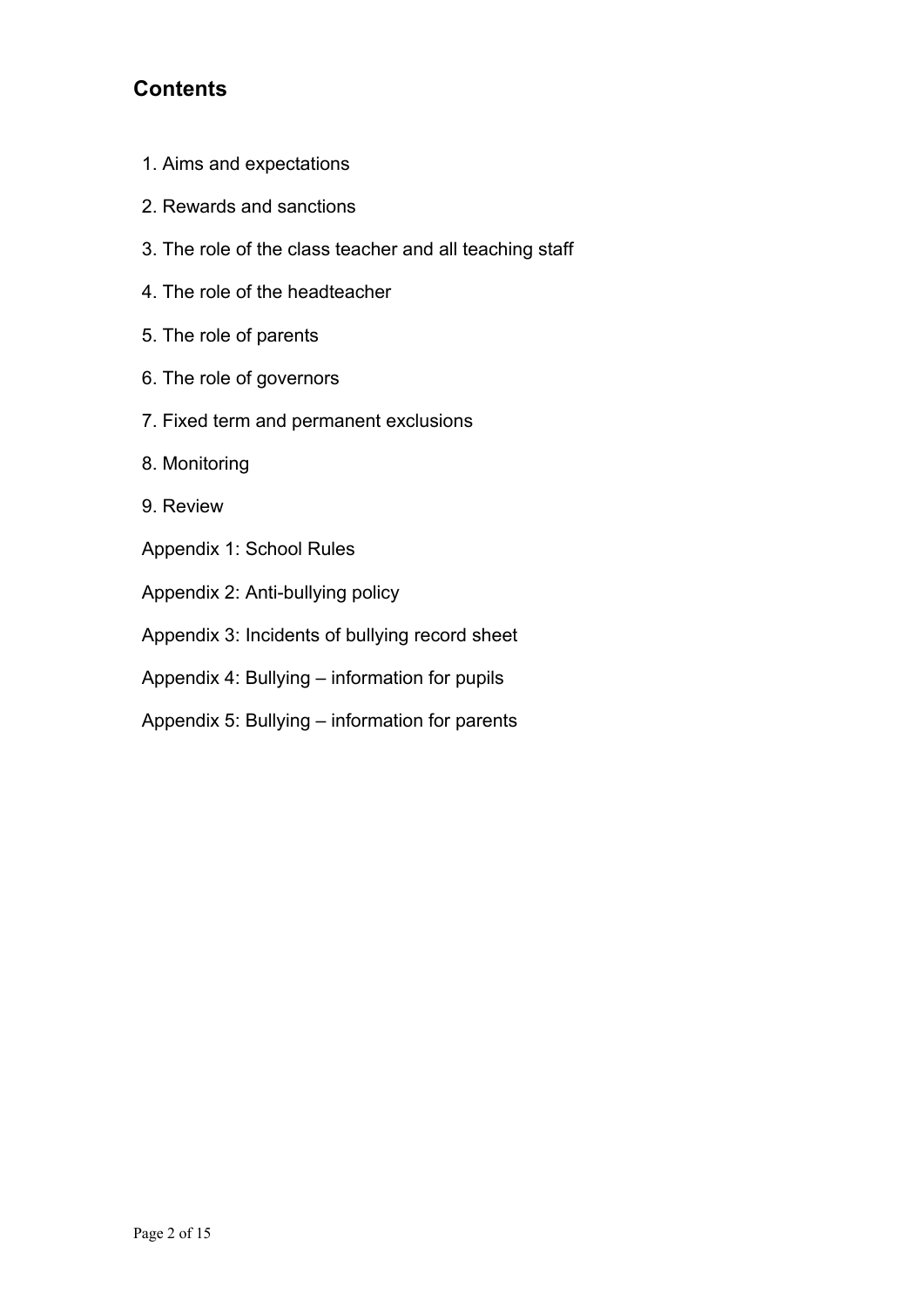## Contents

1. Aims and expectations
2. Rewards and sanctions
3. The role of the class teacher and all teaching staff
4. The role of the headteacher
5. The role of parents
6. The role of governors
7. Fixed term and permanent exclusions
8. Monitoring
9. Review

Appendix 1: School Rules

Appendix 2: Anti-bullying policy

Appendix 3: Incidents of bullying record sheet

Appendix 4: Bullying – information for pupils

Appendix 5: Bullying – information for parents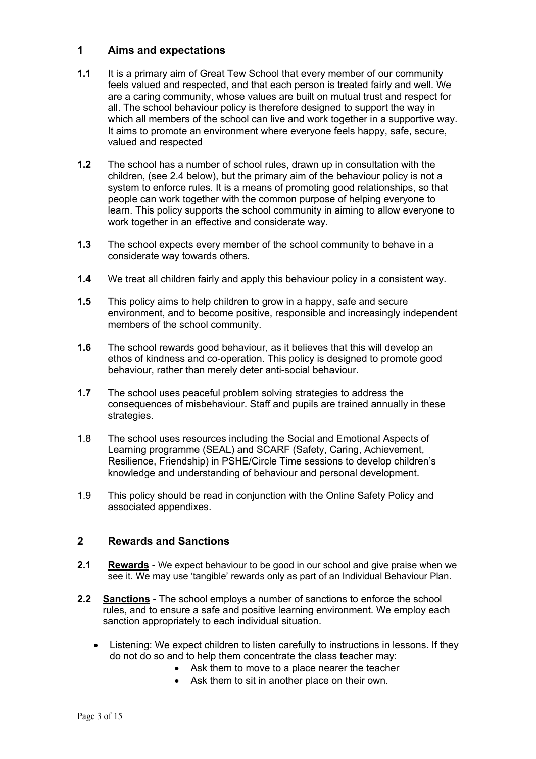## 1 Aims and expectations

**1.1** It is a primary aim of Great Tew School that every member of our community feels valued and respected, and that each person is treated fairly and well. We are a caring community, whose values are built on mutual trust and respect for all. The school behaviour policy is therefore designed to support the way in which all members of the school can live and work together in a supportive way. It aims to promote an environment where everyone feels happy, safe, secure, valued and respected

**1.2** The school has a number of school rules, drawn up in consultation with the children, (see 2.4 below), but the primary aim of the behaviour policy is not a system to enforce rules. It is a means of promoting good relationships, so that people can work together with the common purpose of helping everyone to learn. This policy supports the school community in aiming to allow everyone to work together in an effective and considerate way.

**1.3** The school expects every member of the school community to behave in a considerate way towards others.

**1.4** We treat all children fairly and apply this behaviour policy in a consistent way.

**1.5** This policy aims to help children to grow in a happy, safe and secure environment, and to become positive, responsible and increasingly independent members of the school community.

**1.6** The school rewards good behaviour, as it believes that this will develop an ethos of kindness and co-operation. This policy is designed to promote good behaviour, rather than merely deter anti-social behaviour.

**1.7** The school uses peaceful problem solving strategies to address the consequences of misbehaviour. Staff and pupils are trained annually in these strategies.

1.8 The school uses resources including the Social and Emotional Aspects of Learning programme (SEAL) and SCARF (Safety, Caring, Achievement, Resilience, Friendship) in PSHE/Circle Time sessions to develop children's knowledge and understanding of behaviour and personal development.

1.9 This policy should be read in conjunction with the Online Safety Policy and associated appendixes.

## 2 Rewards and Sanctions

**2.1** **Rewards** - We expect behaviour to be good in our school and give praise when we see it. We may use 'tangible' rewards only as part of an Individual Behaviour Plan.

**2.2** **Sanctions** - The school employs a number of sanctions to enforce the school rules, and to ensure a safe and positive learning environment. We employ each sanction appropriately to each individual situation.

- Listening: We expect children to listen carefully to instructions in lessons. If they do not do so and to help them concentrate the class teacher may:
  - Ask them to move to a place nearer the teacher
  - Ask them to sit in another place on their own.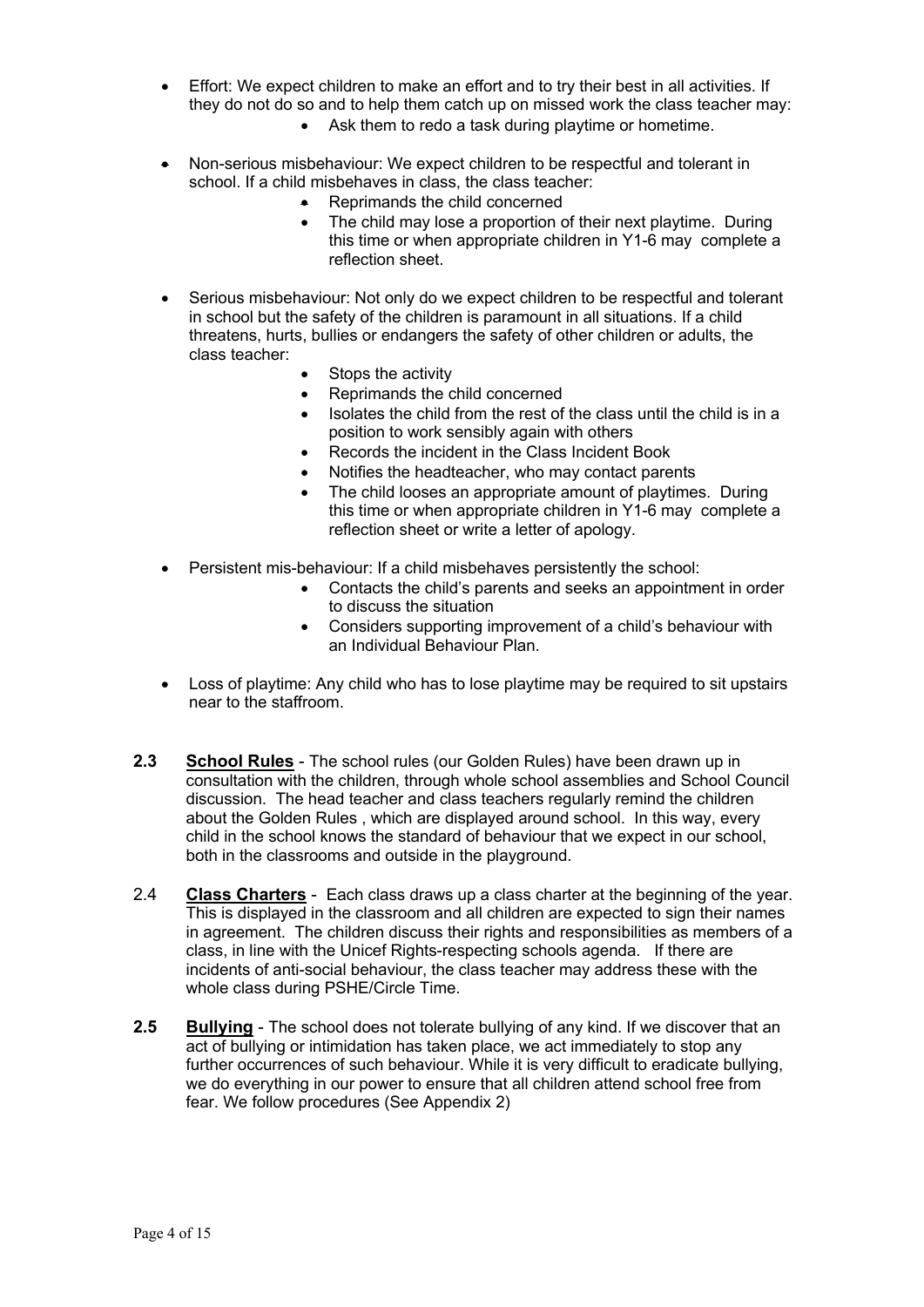- Effort: We expect children to make an effort and to try their best in all activities. If they do not do so and to help them catch up on missed work the class teacher may:
    - Ask them to redo a task during playtime or hometime.

- Non-serious misbehaviour: We expect children to be respectful and tolerant in school. If a child misbehaves in class, the class teacher:
    - Reprimands the child concerned
    - The child may lose a proportion of their next playtime. During this time or when appropriate children in Y1-6 may complete a reflection sheet.

- Serious misbehaviour: Not only do we expect children to be respectful and tolerant in school but the safety of the children is paramount in all situations. If a child threatens, hurts, bullies or endangers the safety of other children or adults, the class teacher:
    - Stops the activity
    - Reprimands the child concerned
    - Isolates the child from the rest of the class until the child is in a position to work sensibly again with others
    - Records the incident in the Class Incident Book
    - Notifies the headteacher, who may contact parents
    - The child looses an appropriate amount of playtimes. During this time or when appropriate children in Y1-6 may complete a reflection sheet or write a letter of apology.

- Persistent mis-behaviour: If a child misbehaves persistently the school:
    - Contacts the child's parents and seeks an appointment in order to discuss the situation
    - Considers supporting improvement of a child's behaviour with an Individual Behaviour Plan.

- Loss of playtime: Any child who has to lose playtime may be required to sit upstairs near to the staffroom.

**2.3** **School Rules** - The school rules (our Golden Rules) have been drawn up in consultation with the children, through whole school assemblies and School Council discussion. The head teacher and class teachers regularly remind the children about the Golden Rules , which are displayed around school. In this way, every child in the school knows the standard of behaviour that we expect in our school, both in the classrooms and outside in the playground.

2.4 **Class Charters** - Each class draws up a class charter at the beginning of the year. This is displayed in the classroom and all children are expected to sign their names in agreement. The children discuss their rights and responsibilities as members of a class, in line with the Unicef Rights-respecting schools agenda. If there are incidents of anti-social behaviour, the class teacher may address these with the whole class during PSHE/Circle Time.

**2.5** **Bullying** - The school does not tolerate bullying of any kind. If we discover that an act of bullying or intimidation has taken place, we act immediately to stop any further occurrences of such behaviour. While it is very difficult to eradicate bullying, we do everything in our power to ensure that all children attend school free from fear. We follow procedures (See Appendix 2)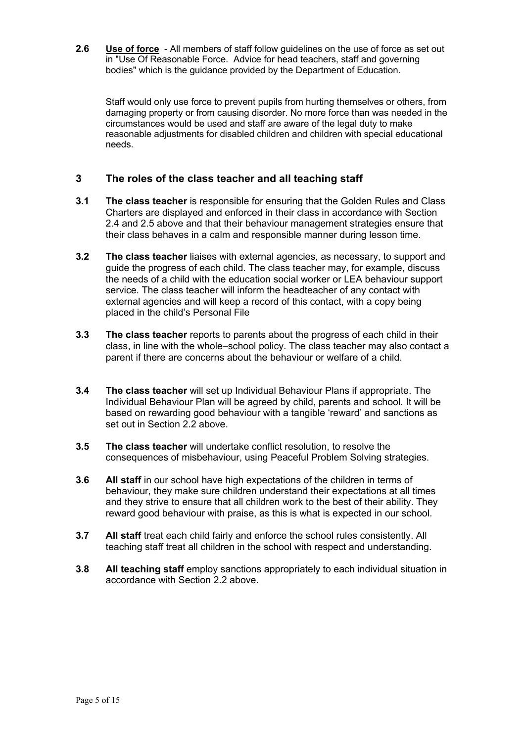**2.6** **<u>Use of force</u>** - All members of staff follow guidelines on the use of force as set out in "Use Of Reasonable Force. Advice for head teachers, staff and governing bodies" which is the guidance provided by the Department of Education.

Staff would only use force to prevent pupils from hurting themselves or others, from damaging property or from causing disorder. No more force than was needed in the circumstances would be used and staff are aware of the legal duty to make reasonable adjustments for disabled children and children with special educational needs.

## 3 The roles of the class teacher and all teaching staff

**3.1** **The class teacher** is responsible for ensuring that the Golden Rules and Class Charters are displayed and enforced in their class in accordance with Section 2.4 and 2.5 above and that their behaviour management strategies ensure that their class behaves in a calm and responsible manner during lesson time.

**3.2** **The class teacher** liaises with external agencies, as necessary, to support and guide the progress of each child. The class teacher may, for example, discuss the needs of a child with the education social worker or LEA behaviour support service. The class teacher will inform the headteacher of any contact with external agencies and will keep a record of this contact, with a copy being placed in the child's Personal File

**3.3** **The class teacher** reports to parents about the progress of each child in their class, in line with the whole–school policy. The class teacher may also contact a parent if there are concerns about the behaviour or welfare of a child.

**3.4** **The class teacher** will set up Individual Behaviour Plans if appropriate. The Individual Behaviour Plan will be agreed by child, parents and school. It will be based on rewarding good behaviour with a tangible 'reward' and sanctions as set out in Section 2.2 above.

**3.5** **The class teacher** will undertake conflict resolution, to resolve the consequences of misbehaviour, using Peaceful Problem Solving strategies.

**3.6** **All staff** in our school have high expectations of the children in terms of behaviour, they make sure children understand their expectations at all times and they strive to ensure that all children work to the best of their ability. They reward good behaviour with praise, as this is what is expected in our school.

**3.7** **All staff** treat each child fairly and enforce the school rules consistently. All teaching staff treat all children in the school with respect and understanding.

**3.8** **All teaching staff** employ sanctions appropriately to each individual situation in accordance with Section 2.2 above.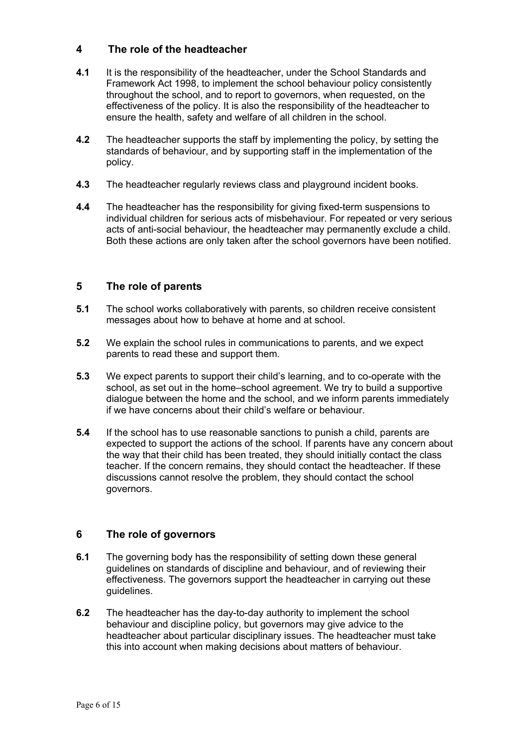## 4 The role of the headteacher

**4.1** It is the responsibility of the headteacher, under the School Standards and Framework Act 1998, to implement the school behaviour policy consistently throughout the school, and to report to governors, when requested, on the effectiveness of the policy. It is also the responsibility of the headteacher to ensure the health, safety and welfare of all children in the school.

**4.2** The headteacher supports the staff by implementing the policy, by setting the standards of behaviour, and by supporting staff in the implementation of the policy.

**4.3** The headteacher regularly reviews class and playground incident books.

**4.4** The headteacher has the responsibility for giving fixed-term suspensions to individual children for serious acts of misbehaviour. For repeated or very serious acts of anti-social behaviour, the headteacher may permanently exclude a child. Both these actions are only taken after the school governors have been notified.

## 5 The role of parents

**5.1** The school works collaboratively with parents, so children receive consistent messages about how to behave at home and at school.

**5.2** We explain the school rules in communications to parents, and we expect parents to read these and support them.

**5.3** We expect parents to support their child's learning, and to co-operate with the school, as set out in the home–school agreement. We try to build a supportive dialogue between the home and the school, and we inform parents immediately if we have concerns about their child's welfare or behaviour.

**5.4** If the school has to use reasonable sanctions to punish a child, parents are expected to support the actions of the school. If parents have any concern about the way that their child has been treated, they should initially contact the class teacher. If the concern remains, they should contact the headteacher. If these discussions cannot resolve the problem, they should contact the school governors.

## 6 The role of governors

**6.1** The governing body has the responsibility of setting down these general guidelines on standards of discipline and behaviour, and of reviewing their effectiveness. The governors support the headteacher in carrying out these guidelines.

**6.2** The headteacher has the day-to-day authority to implement the school behaviour and discipline policy, but governors may give advice to the headteacher about particular disciplinary issues. The headteacher must take this into account when making decisions about matters of behaviour.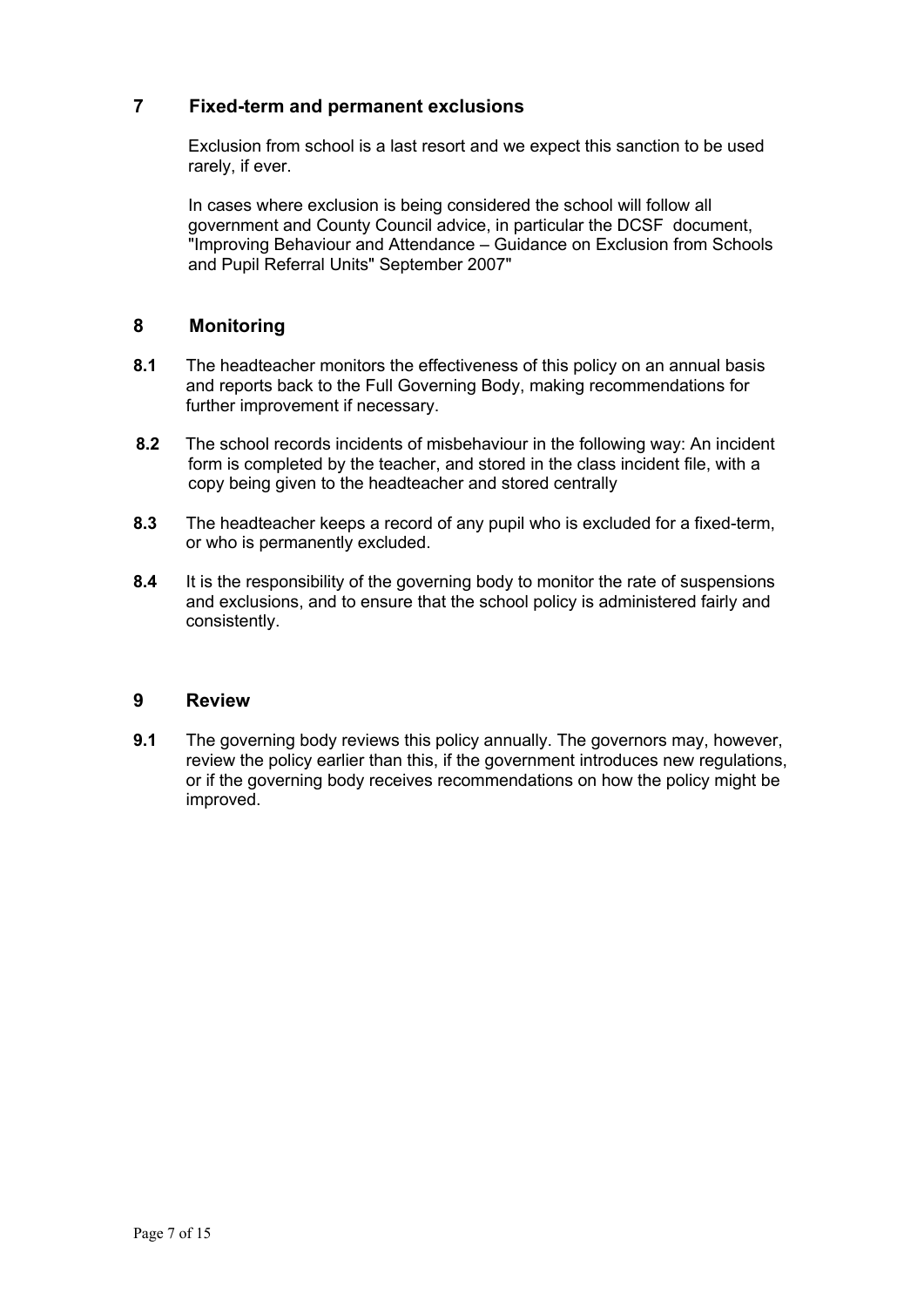## 7 Fixed-term and permanent exclusions

Exclusion from school is a last resort and we expect this sanction to be used rarely, if ever.

In cases where exclusion is being considered the school will follow all government and County Council advice, in particular the DCSF document, "Improving Behaviour and Attendance – Guidance on Exclusion from Schools and Pupil Referral Units" September 2007"

## 8 Monitoring

**8.1** The headteacher monitors the effectiveness of this policy on an annual basis and reports back to the Full Governing Body, making recommendations for further improvement if necessary.

**8.2** The school records incidents of misbehaviour in the following way: An incident form is completed by the teacher, and stored in the class incident file, with a copy being given to the headteacher and stored centrally

**8.3** The headteacher keeps a record of any pupil who is excluded for a fixed-term, or who is permanently excluded.

**8.4** It is the responsibility of the governing body to monitor the rate of suspensions and exclusions, and to ensure that the school policy is administered fairly and consistently.

## 9 Review

**9.1** The governing body reviews this policy annually. The governors may, however, review the policy earlier than this, if the government introduces new regulations, or if the governing body receives recommendations on how the policy might be improved.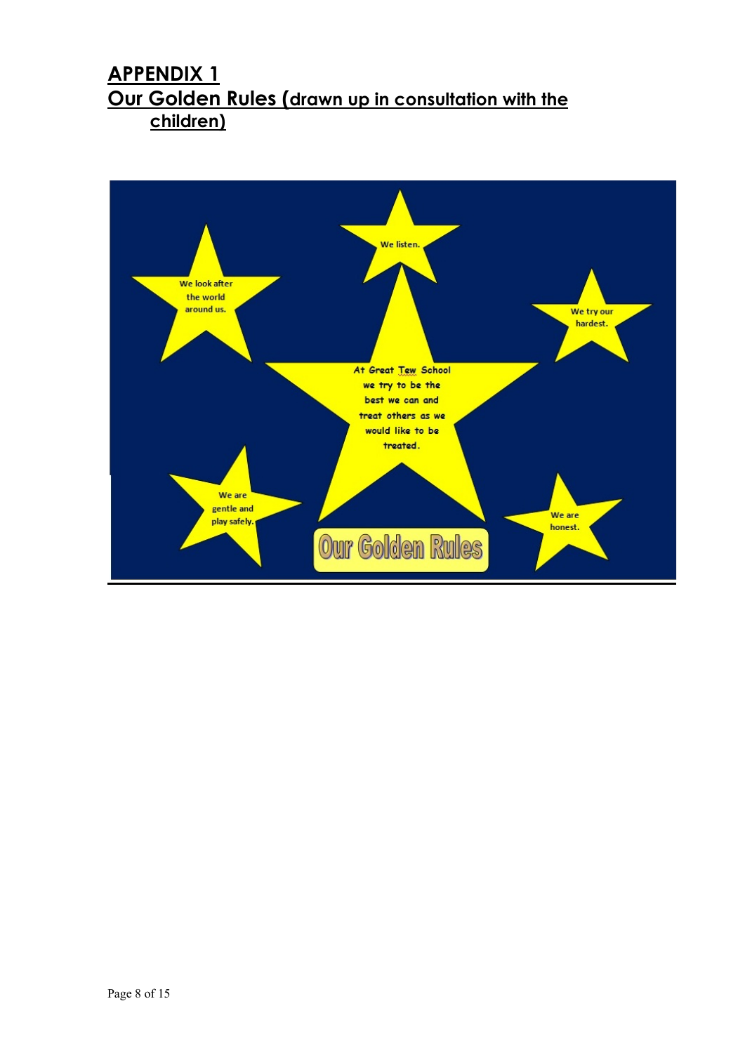## APPENDIX 1
## Our Golden Rules (drawn up in consultation with the children)

**Our Golden Rules**

At Great Tew School we try to be the best we can and treat others as we would like to be treated.

- We listen.
- We look after the world around us.
- We try our hardest.
- We are gentle and play safely.
- We are honest.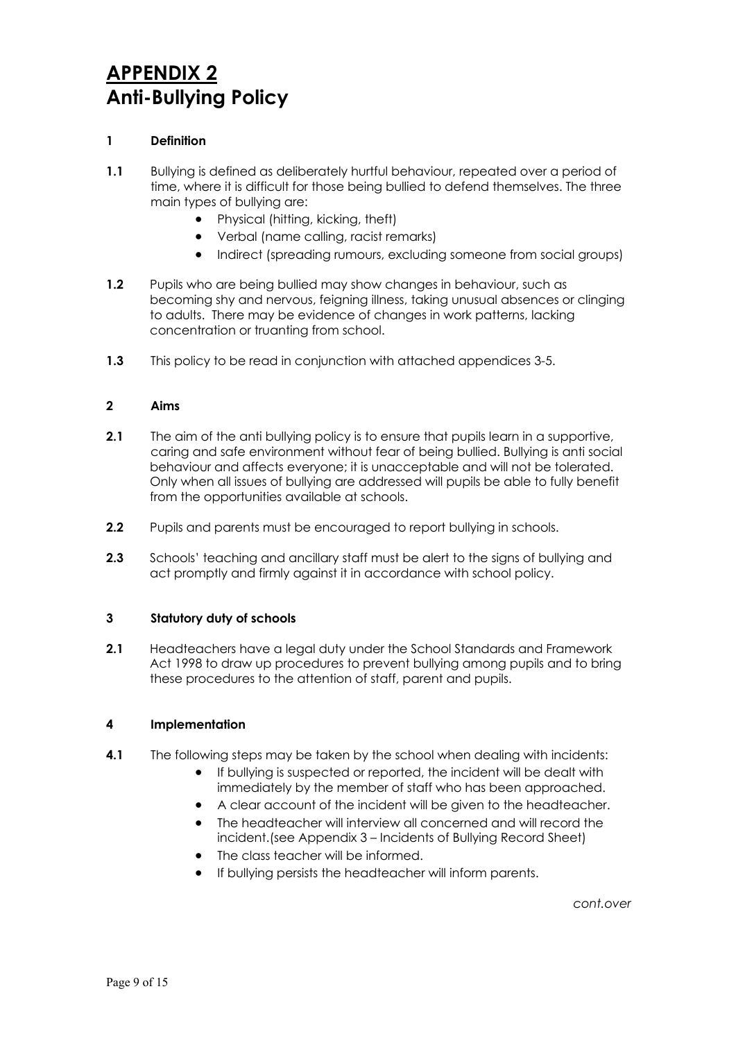# APPENDIX 2
# Anti-Bullying Policy

**1 Definition**

**1.1** Bullying is defined as deliberately hurtful behaviour, repeated over a period of time, where it is difficult for those being bullied to defend themselves. The three main types of bullying are:

- Physical (hitting, kicking, theft)
- Verbal (name calling, racist remarks)
- Indirect (spreading rumours, excluding someone from social groups)

**1.2** Pupils who are being bullied may show changes in behaviour, such as becoming shy and nervous, feigning illness, taking unusual absences or clinging to adults. There may be evidence of changes in work patterns, lacking concentration or truanting from school.

**1.3** This policy to be read in conjunction with attached appendices 3-5.

**2 Aims**

**2.1** The aim of the anti bullying policy is to ensure that pupils learn in a supportive, caring and safe environment without fear of being bullied. Bullying is anti social behaviour and affects everyone; it is unacceptable and will not be tolerated. Only when all issues of bullying are addressed will pupils be able to fully benefit from the opportunities available at schools.

**2.2** Pupils and parents must be encouraged to report bullying in schools.

**2.3** Schools' teaching and ancillary staff must be alert to the signs of bullying and act promptly and firmly against it in accordance with school policy.

**3 Statutory duty of schools**

**2.1** Headteachers have a legal duty under the School Standards and Framework Act 1998 to draw up procedures to prevent bullying among pupils and to bring these procedures to the attention of staff, parent and pupils.

**4 Implementation**

**4.1** The following steps may be taken by the school when dealing with incidents:

- If bullying is suspected or reported, the incident will be dealt with immediately by the member of staff who has been approached.
- A clear account of the incident will be given to the headteacher.
- The headteacher will interview all concerned and will record the incident.(see Appendix 3 – Incidents of Bullying Record Sheet)
- The class teacher will be informed.
- If bullying persists the headteacher will inform parents.

*cont.over*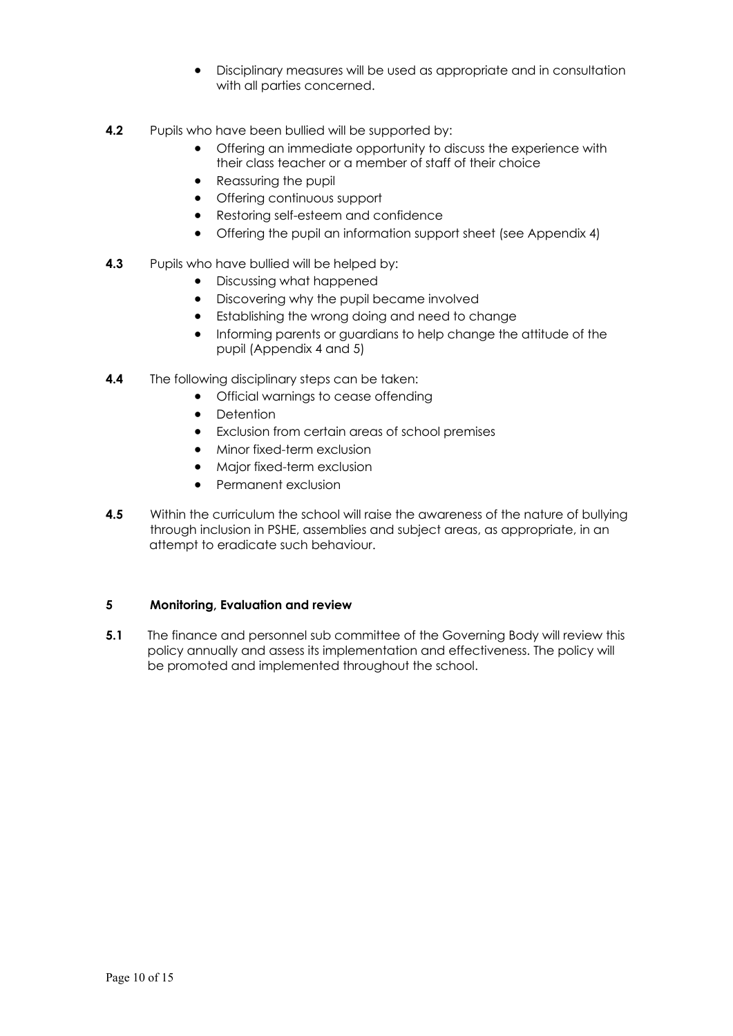- Disciplinary measures will be used as appropriate and in consultation with all parties concerned.

**4.2** Pupils who have been bullied will be supported by:

- Offering an immediate opportunity to discuss the experience with their class teacher or a member of staff of their choice
- Reassuring the pupil
- Offering continuous support
- Restoring self-esteem and confidence
- Offering the pupil an information support sheet (see Appendix 4)

**4.3** Pupils who have bullied will be helped by:

- Discussing what happened
- Discovering why the pupil became involved
- Establishing the wrong doing and need to change
- Informing parents or guardians to help change the attitude of the pupil (Appendix 4 and 5)

**4.4** The following disciplinary steps can be taken:

- Official warnings to cease offending
- Detention
- Exclusion from certain areas of school premises
- Minor fixed-term exclusion
- Major fixed-term exclusion
- Permanent exclusion

**4.5** Within the curriculum the school will raise the awareness of the nature of bullying through inclusion in PSHE, assemblies and subject areas, as appropriate, in an attempt to eradicate such behaviour.

## 5 Monitoring, Evaluation and review

**5.1** The finance and personnel sub committee of the Governing Body will review this policy annually and assess its implementation and effectiveness. The policy will be promoted and implemented throughout the school.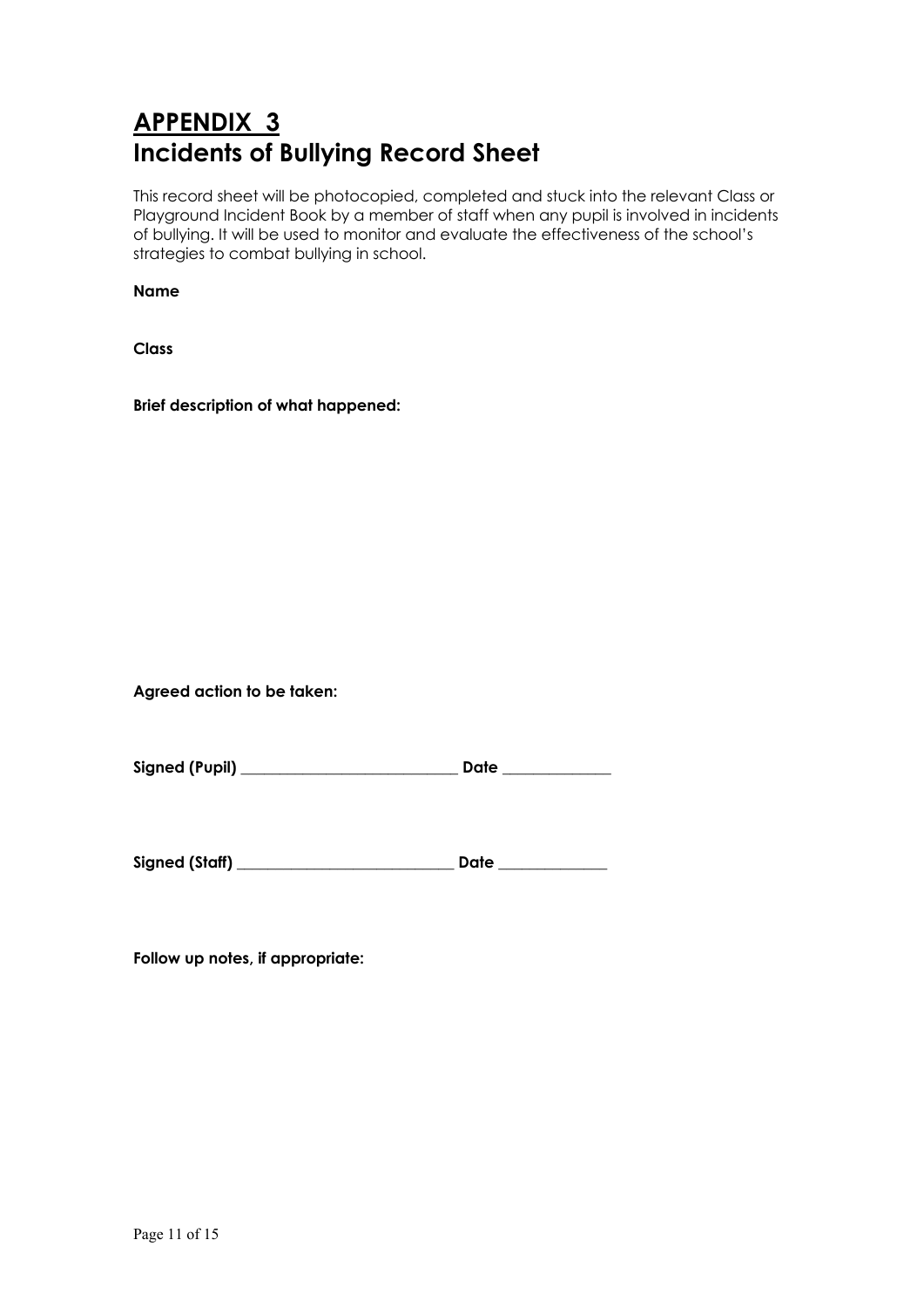# **APPENDIX 3**
# Incidents of Bullying Record Sheet

This record sheet will be photocopied, completed and stuck into the relevant Class or Playground Incident Book by a member of staff when any pupil is involved in incidents of bullying. It will be used to monitor and evaluate the effectiveness of the school's strategies to combat bullying in school.

**Name**

**Class**

**Brief description of what happened:**

**Agreed action to be taken:**

**Signed (Pupil)** ____________________________ **Date** ______________

**Signed (Staff)** ____________________________ **Date** ______________

**Follow up notes, if appropriate:**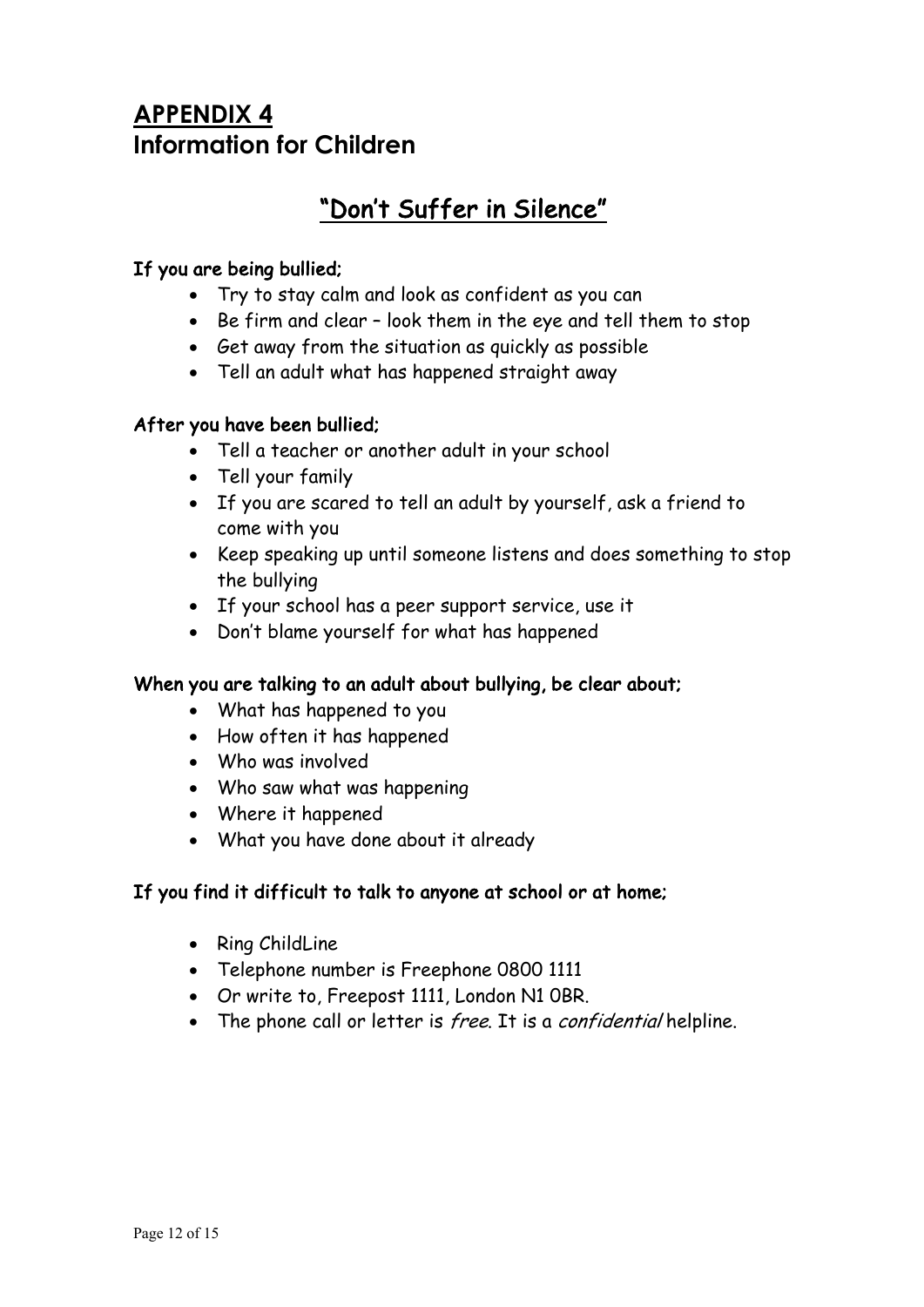# APPENDIX 4
## Information for Children

## "Don't Suffer in Silence"

**If you are being bullied;**

- Try to stay calm and look as confident as you can
- Be firm and clear – look them in the eye and tell them to stop
- Get away from the situation as quickly as possible
- Tell an adult what has happened straight away

**After you have been bullied;**

- Tell a teacher or another adult in your school
- Tell your family
- If you are scared to tell an adult by yourself, ask a friend to come with you
- Keep speaking up until someone listens and does something to stop the bullying
- If your school has a peer support service, use it
- Don't blame yourself for what has happened

**When you are talking to an adult about bullying, be clear about;**

- What has happened to you
- How often it has happened
- Who was involved
- Who saw what was happening
- Where it happened
- What you have done about it already

**If you find it difficult to talk to anyone at school or at home;**

- Ring ChildLine
- Telephone number is Freephone 0800 1111
- Or write to, Freepost 1111, London N1 0BR.
- The phone call or letter is *free*. It is a *confidential* helpline.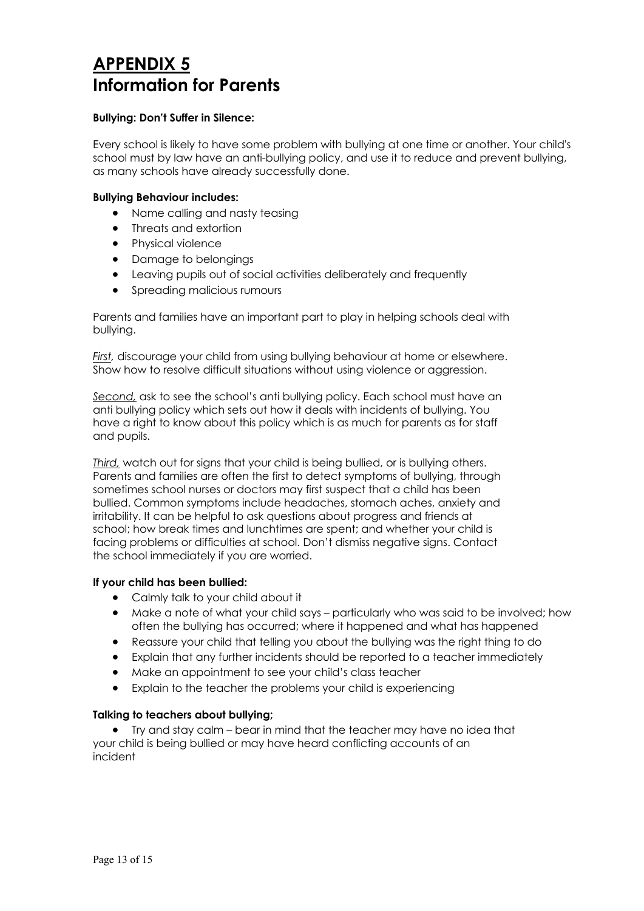# APPENDIX 5

# Information for Parents

**Bullying: Don't Suffer in Silence:**

Every school is likely to have some problem with bullying at one time or another. Your child's school must by law have an anti-bullying policy, and use it to reduce and prevent bullying, as many schools have already successfully done.

**Bullying Behaviour includes:**

- Name calling and nasty teasing
- Threats and extortion
- Physical violence
- Damage to belongings
- Leaving pupils out of social activities deliberately and frequently
- Spreading malicious rumours

Parents and families have an important part to play in helping schools deal with bullying.

*First,* discourage your child from using bullying behaviour at home or elsewhere. Show how to resolve difficult situations without using violence or aggression.

*Second,* ask to see the school's anti bullying policy. Each school must have an anti bullying policy which sets out how it deals with incidents of bullying. You have a right to know about this policy which is as much for parents as for staff and pupils.

*Third,* watch out for signs that your child is being bullied, or is bullying others. Parents and families are often the first to detect symptoms of bullying, through sometimes school nurses or doctors may first suspect that a child has been bullied. Common symptoms include headaches, stomach aches, anxiety and irritability. It can be helpful to ask questions about progress and friends at school; how break times and lunchtimes are spent; and whether your child is facing problems or difficulties at school. Don't dismiss negative signs. Contact the school immediately if you are worried.

**If your child has been bullied:**

- Calmly talk to your child about it
- Make a note of what your child says – particularly who was said to be involved; how often the bullying has occurred; where it happened and what has happened
- Reassure your child that telling you about the bullying was the right thing to do
- Explain that any further incidents should be reported to a teacher immediately
- Make an appointment to see your child's class teacher
- Explain to the teacher the problems your child is experiencing

**Talking to teachers about bullying;**

- Try and stay calm – bear in mind that the teacher may have no idea that your child is being bullied or may have heard conflicting accounts of an incident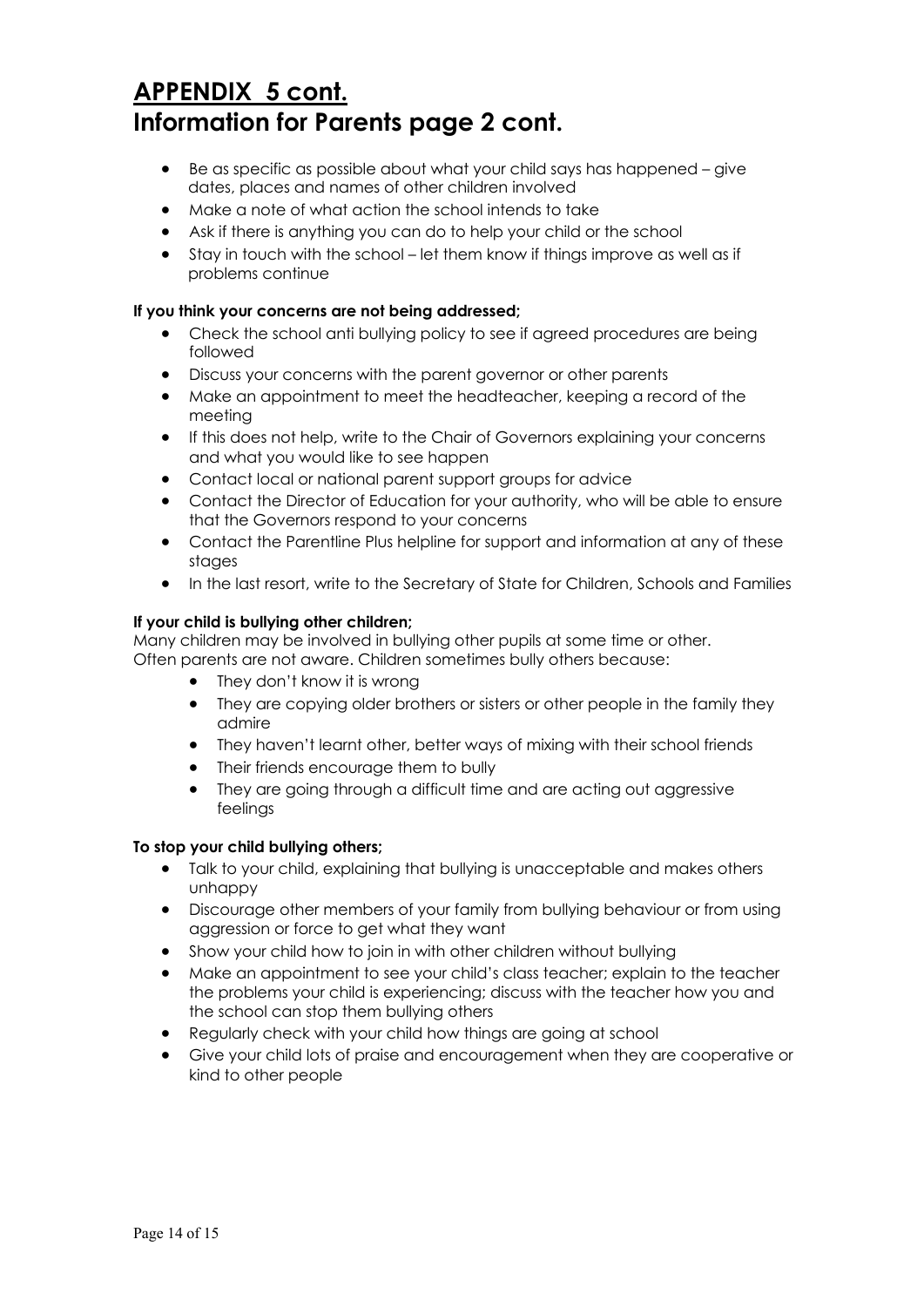# APPENDIX 5 cont.
# Information for Parents page 2 cont.

- Be as specific as possible about what your child says has happened – give dates, places and names of other children involved
- Make a note of what action the school intends to take
- Ask if there is anything you can do to help your child or the school
- Stay in touch with the school – let them know if things improve as well as if problems continue

**If you think your concerns are not being addressed;**

- Check the school anti bullying policy to see if agreed procedures are being followed
- Discuss your concerns with the parent governor or other parents
- Make an appointment to meet the headteacher, keeping a record of the meeting
- If this does not help, write to the Chair of Governors explaining your concerns and what you would like to see happen
- Contact local or national parent support groups for advice
- Contact the Director of Education for your authority, who will be able to ensure that the Governors respond to your concerns
- Contact the Parentline Plus helpline for support and information at any of these stages
- In the last resort, write to the Secretary of State for Children, Schools and Families

**If your child is bullying other children;**

Many children may be involved in bullying other pupils at some time or other. Often parents are not aware. Children sometimes bully others because:

- They don't know it is wrong
- They are copying older brothers or sisters or other people in the family they admire
- They haven't learnt other, better ways of mixing with their school friends
- Their friends encourage them to bully
- They are going through a difficult time and are acting out aggressive feelings

**To stop your child bullying others;**

- Talk to your child, explaining that bullying is unacceptable and makes others unhappy
- Discourage other members of your family from bullying behaviour or from using aggression or force to get what they want
- Show your child how to join in with other children without bullying
- Make an appointment to see your child's class teacher; explain to the teacher the problems your child is experiencing; discuss with the teacher how you and the school can stop them bullying others
- Regularly check with your child how things are going at school
- Give your child lots of praise and encouragement when they are cooperative or kind to other people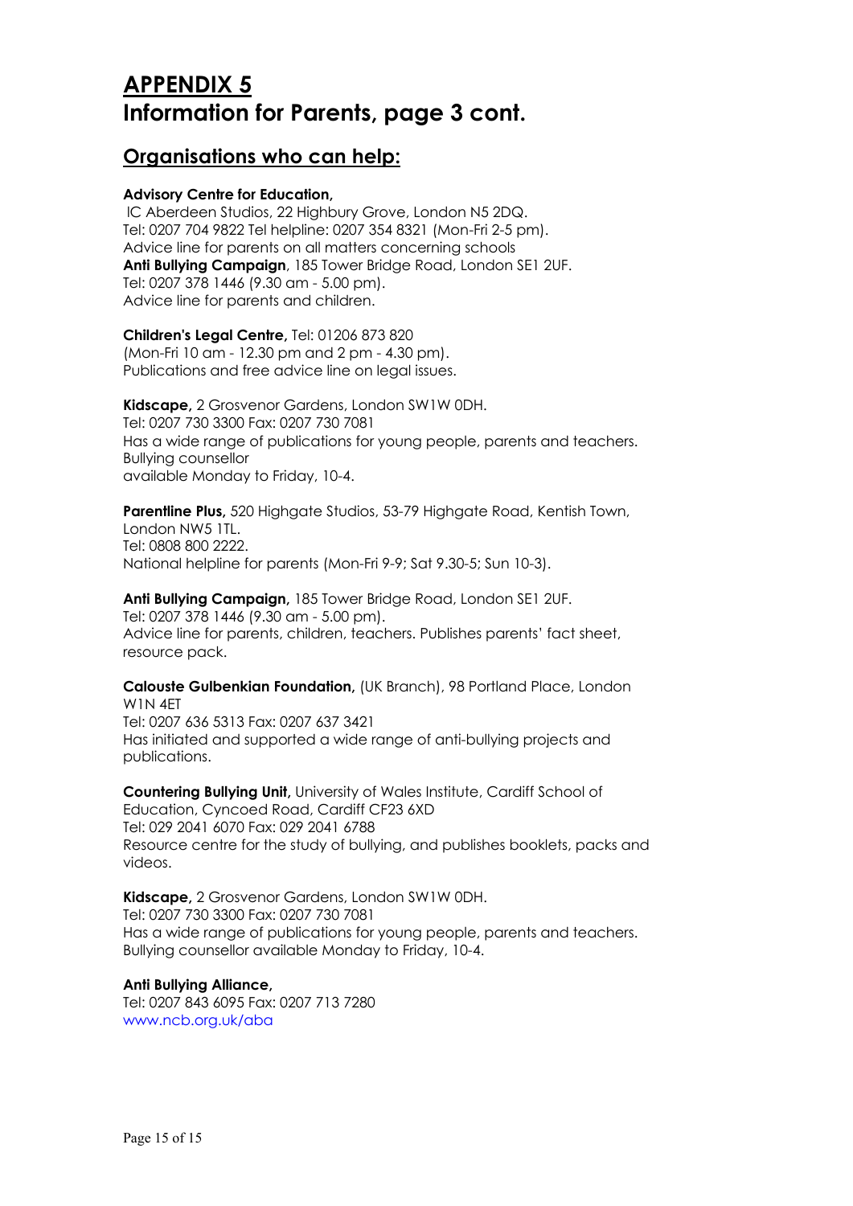# APPENDIX 5
# Information for Parents, page 3 cont.

## Organisations who can help:

**Advisory Centre for Education,**
IC Aberdeen Studios, 22 Highbury Grove, London N5 2DQ.
Tel: 0207 704 9822 Tel helpline: 0207 354 8321 (Mon-Fri 2-5 pm).
Advice line for parents on all matters concerning schools
**Anti Bullying Campaign**, 185 Tower Bridge Road, London SE1 2UF.
Tel: 0207 378 1446 (9.30 am - 5.00 pm).
Advice line for parents and children.

**Children's Legal Centre,** Tel: 01206 873 820
(Mon-Fri 10 am - 12.30 pm and 2 pm - 4.30 pm).
Publications and free advice line on legal issues.

**Kidscape,** 2 Grosvenor Gardens, London SW1W 0DH.
Tel: 0207 730 3300 Fax: 0207 730 7081
Has a wide range of publications for young people, parents and teachers.
Bullying counsellor
available Monday to Friday, 10-4.

**Parentline Plus,** 520 Highgate Studios, 53-79 Highgate Road, Kentish Town, London NW5 1TL.
Tel: 0808 800 2222.
National helpline for parents (Mon-Fri 9-9; Sat 9.30-5; Sun 10-3).

**Anti Bullying Campaign,** 185 Tower Bridge Road, London SE1 2UF.
Tel: 0207 378 1446 (9.30 am - 5.00 pm).
Advice line for parents, children, teachers. Publishes parents' fact sheet, resource pack.

**Calouste Gulbenkian Foundation,** (UK Branch), 98 Portland Place, London W1N 4ET
Tel: 0207 636 5313 Fax: 0207 637 3421
Has initiated and supported a wide range of anti-bullying projects and publications.

**Countering Bullying Unit,** University of Wales Institute, Cardiff School of Education, Cyncoed Road, Cardiff CF23 6XD
Tel: 029 2041 6070 Fax: 029 2041 6788
Resource centre for the study of bullying, and publishes booklets, packs and videos.

**Kidscape,** 2 Grosvenor Gardens, London SW1W 0DH.
Tel: 0207 730 3300 Fax: 0207 730 7081
Has a wide range of publications for young people, parents and teachers.
Bullying counsellor available Monday to Friday, 10-4.

**Anti Bullying Alliance,**
Tel: 0207 843 6095 Fax: 0207 713 7280
www.ncb.org.uk/aba